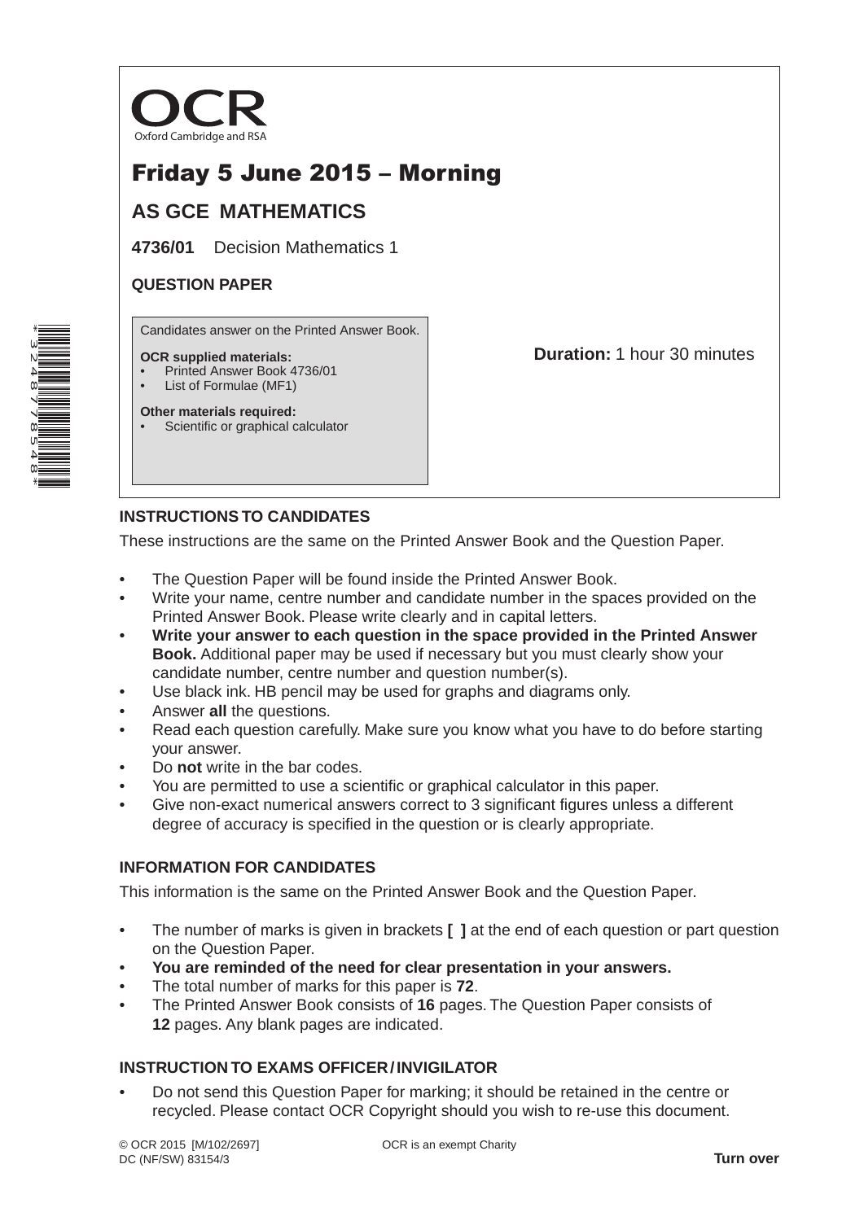OCR

Oxford Cambridge and RSA

# Friday 5 June 2015 – Morning

## AS GCE MATHEMATICS

**4736/01** Decision Mathematics 1

**QUESTION PAPER**

Candidates answer on the Printed Answer Book.

**OCR supplied materials:**
- Printed Answer Book 4736/01
- List of Formulae (MF1)

**Other materials required:**
- Scientific or graphical calculator

**Duration:** 1 hour 30 minutes

*3248778548*

### INSTRUCTIONS TO CANDIDATES

These instructions are the same on the Printed Answer Book and the Question Paper.

- The Question Paper will be found inside the Printed Answer Book.
- Write your name, centre number and candidate number in the spaces provided on the Printed Answer Book. Please write clearly and in capital letters.
- **Write your answer to each question in the space provided in the Printed Answer Book.** Additional paper may be used if necessary but you must clearly show your candidate number, centre number and question number(s).
- Use black ink. HB pencil may be used for graphs and diagrams only.
- Answer **all** the questions.
- Read each question carefully. Make sure you know what you have to do before starting your answer.
- Do **not** write in the bar codes.
- You are permitted to use a scientific or graphical calculator in this paper.
- Give non-exact numerical answers correct to 3 significant figures unless a different degree of accuracy is specified in the question or is clearly appropriate.

### INFORMATION FOR CANDIDATES

This information is the same on the Printed Answer Book and the Question Paper.

- The number of marks is given in brackets **[ ]** at the end of each question or part question on the Question Paper.
- **You are reminded of the need for clear presentation in your answers.**
- The total number of marks for this paper is **72**.
- The Printed Answer Book consists of **16** pages. The Question Paper consists of **12** pages. Any blank pages are indicated.

### INSTRUCTION TO EXAMS OFFICER / INVIGILATOR

- Do not send this Question Paper for marking; it should be retained in the centre or recycled. Please contact OCR Copyright should you wish to re-use this document.

© OCR 2015 [M/102/2697]
DC (NF/SW) 83154/3

OCR is an exempt Charity

**Turn over**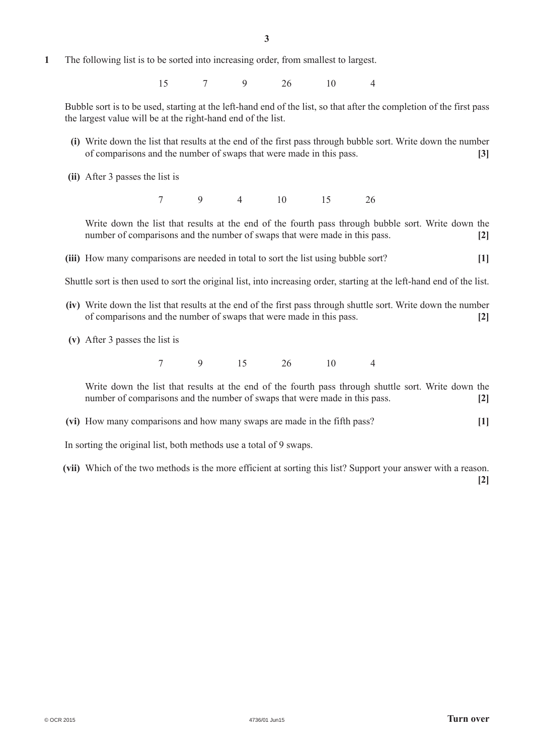**1** The following list is to be sorted into increasing order, from smallest to largest.

$$15 \quad 7 \quad 9 \quad 26 \quad 10 \quad 4$$

Bubble sort is to be used, starting at the left-hand end of the list, so that after the completion of the first pass the largest value will be at the right-hand end of the list.

**(i)** Write down the list that results at the end of the first pass through bubble sort. Write down the number of comparisons and the number of swaps that were made in this pass. **[3]**

**(ii)** After 3 passes the list is

$$7 \quad 9 \quad 4 \quad 10 \quad 15 \quad 26$$

Write down the list that results at the end of the fourth pass through bubble sort. Write down the number of comparisons and the number of swaps that were made in this pass. **[2]**

**(iii)** How many comparisons are needed in total to sort the list using bubble sort? **[1]**

Shuttle sort is then used to sort the original list, into increasing order, starting at the left-hand end of the list.

**(iv)** Write down the list that results at the end of the first pass through shuttle sort. Write down the number of comparisons and the number of swaps that were made in this pass. **[2]**

**(v)** After 3 passes the list is

$$7 \quad 9 \quad 15 \quad 26 \quad 10 \quad 4$$

Write down the list that results at the end of the fourth pass through shuttle sort. Write down the number of comparisons and the number of swaps that were made in this pass. **[2]**

**(vi)** How many comparisons and how many swaps are made in the fifth pass? **[1]**

In sorting the original list, both methods use a total of 9 swaps.

**(vii)** Which of the two methods is the more efficient at sorting this list? Support your answer with a reason. **[2]**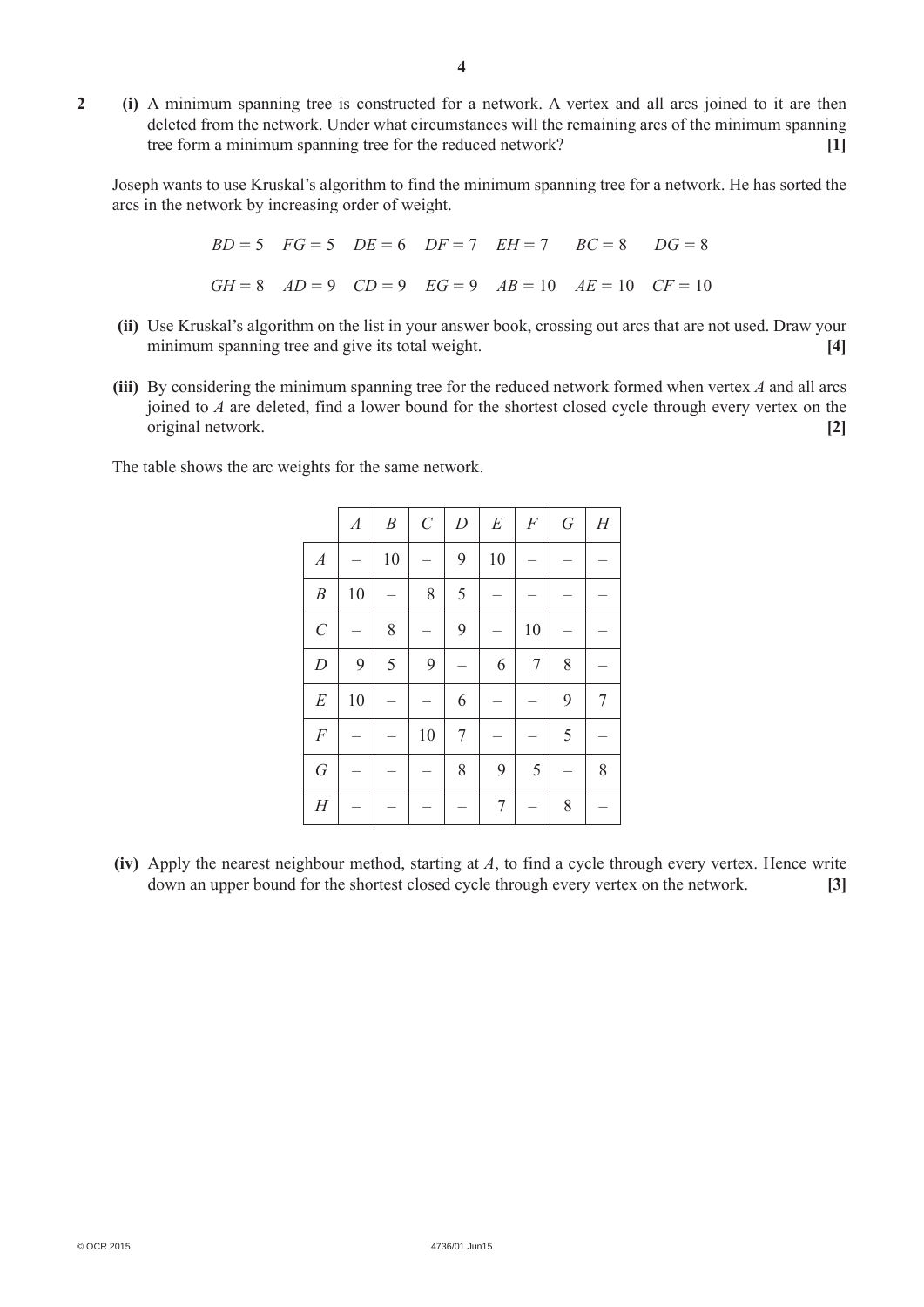**2** **(i)** A minimum spanning tree is constructed for a network. A vertex and all arcs joined to it are then deleted from the network. Under what circumstances will the remaining arcs of the minimum spanning tree form a minimum spanning tree for the reduced network? **[1]**

Joseph wants to use Kruskal's algorithm to find the minimum spanning tree for a network. He has sorted the arcs in the network by increasing order of weight.

$$BD = 5 \quad FG = 5 \quad DE = 6 \quad DF = 7 \quad EH = 7 \quad BC = 8 \quad DG = 8$$

$$GH = 8 \quad AD = 9 \quad CD = 9 \quad EG = 9 \quad AB = 10 \quad AE = 10 \quad CF = 10$$

**(ii)** Use Kruskal's algorithm on the list in your answer book, crossing out arcs that are not used. Draw your minimum spanning tree and give its total weight. **[4]**

**(iii)** By considering the minimum spanning tree for the reduced network formed when vertex $A$ and all arcs joined to $A$ are deleted, find a lower bound for the shortest closed cycle through every vertex on the original network. **[2]**

The table shows the arc weights for the same network.

| | $A$ | $B$ | $C$ | $D$ | $E$ | $F$ | $G$ | $H$ |
|---|---|---|---|---|---|---|---|---|
| $A$ | – | 10 | – | 9 | 10 | – | – | – |
| $B$ | 10 | – | 8 | 5 | – | – | – | – |
| $C$ | – | 8 | – | 9 | – | 10 | – | – |
| $D$ | 9 | 5 | 9 | – | 6 | 7 | 8 | – |
| $E$ | 10 | – | – | 6 | – | – | 9 | 7 |
| $F$ | – | – | 10 | 7 | – | – | 5 | – |
| $G$ | – | – | – | 8 | 9 | 5 | – | 8 |
| $H$ | – | – | – | – | 7 | – | 8 | – |

**(iv)** Apply the nearest neighbour method, starting at $A$, to find a cycle through every vertex. Hence write down an upper bound for the shortest closed cycle through every vertex on the network. **[3]**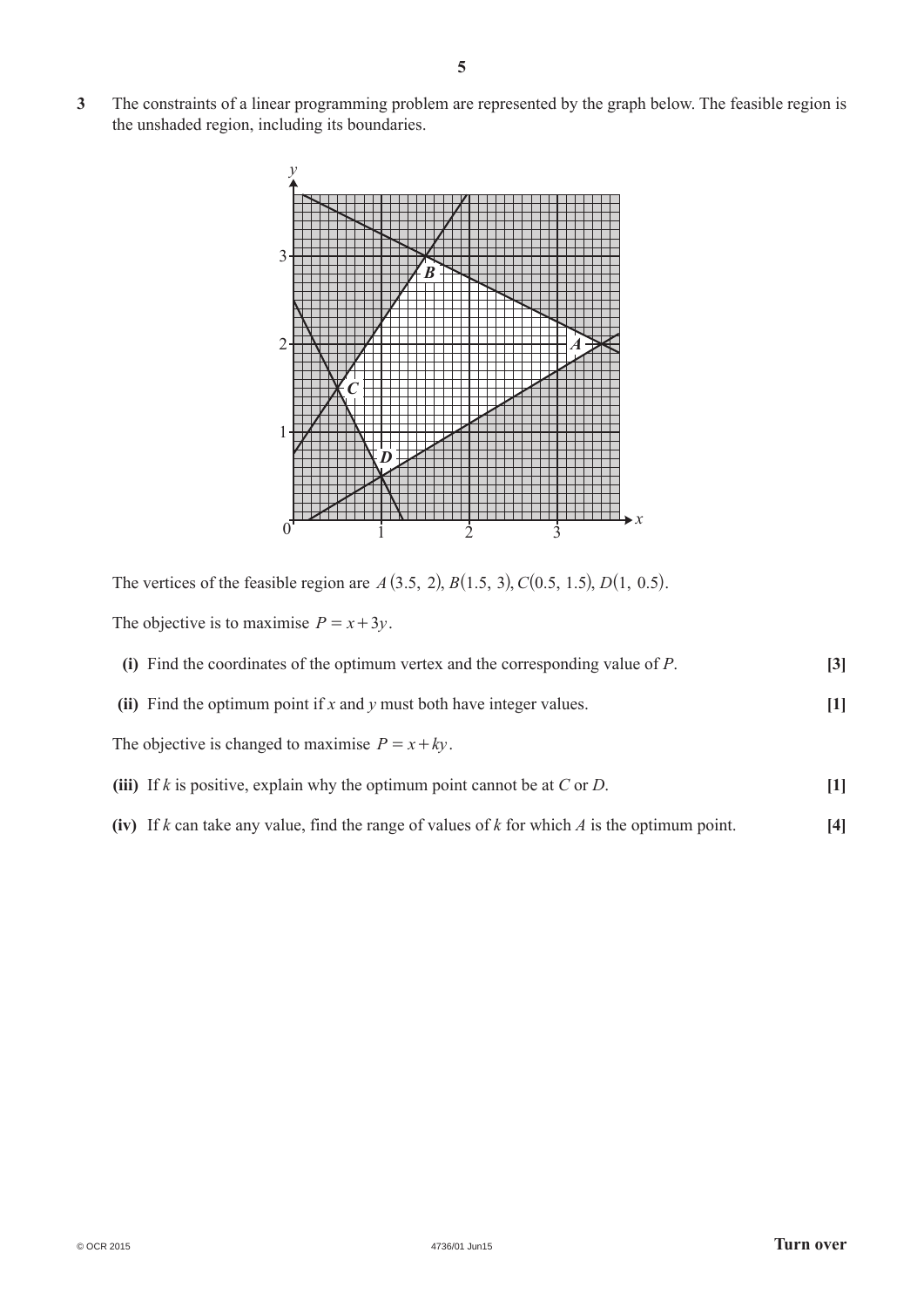**3** The constraints of a linear programming problem are represented by the graph below. The feasible region is the unshaded region, including its boundaries.

The vertices of the feasible region are $A(3.5,\ 2)$, $B(1.5,\ 3)$, $C(0.5,\ 1.5)$, $D(1,\ 0.5)$.

The objective is to maximise $P = x + 3y$.

**(i)** Find the coordinates of the optimum vertex and the corresponding value of $P$. **[3]**

**(ii)** Find the optimum point if $x$ and $y$ must both have integer values. **[1]**

The objective is changed to maximise $P = x + ky$.

**(iii)** If $k$ is positive, explain why the optimum point cannot be at $C$ or $D$. **[1]**

**(iv)** If $k$ can take any value, find the range of values of $k$ for which $A$ is the optimum point. **[4]**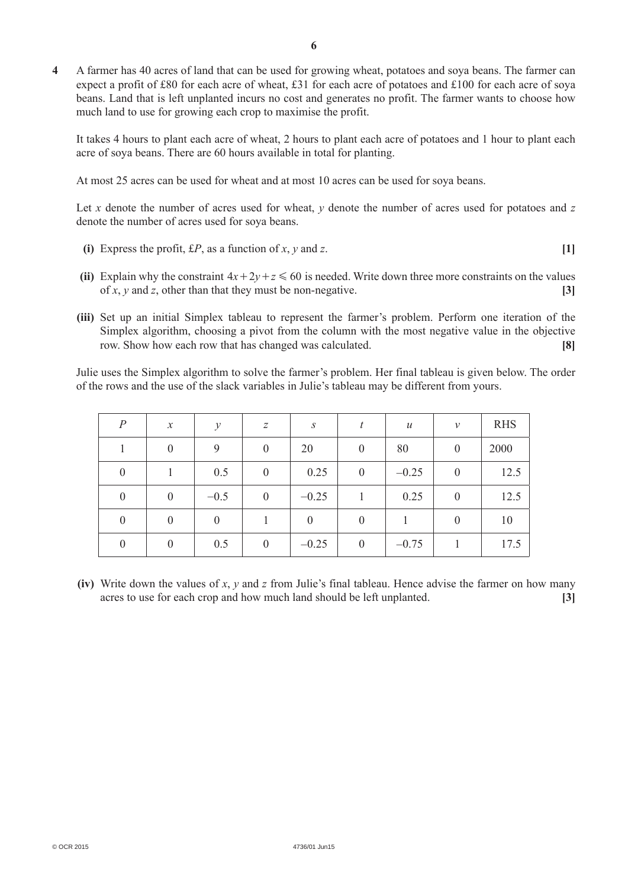**4** A farmer has 40 acres of land that can be used for growing wheat, potatoes and soya beans. The farmer can expect a profit of £80 for each acre of wheat, £31 for each acre of potatoes and £100 for each acre of soya beans. Land that is left unplanted incurs no cost and generates no profit. The farmer wants to choose how much land to use for growing each crop to maximise the profit.

It takes 4 hours to plant each acre of wheat, 2 hours to plant each acre of potatoes and 1 hour to plant each acre of soya beans. There are 60 hours available in total for planting.

At most 25 acres can be used for wheat and at most 10 acres can be used for soya beans.

Let $x$ denote the number of acres used for wheat, $y$ denote the number of acres used for potatoes and $z$ denote the number of acres used for soya beans.

**(i)** Express the profit, £$P$, as a function of $x$, $y$ and $z$. **[1]**

**(ii)** Explain why the constraint $4x + 2y + z \leqslant 60$ is needed. Write down three more constraints on the values of $x$, $y$ and $z$, other than that they must be non-negative. **[3]**

**(iii)** Set up an initial Simplex tableau to represent the farmer's problem. Perform one iteration of the Simplex algorithm, choosing a pivot from the column with the most negative value in the objective row. Show how each row that has changed was calculated. **[8]**

Julie uses the Simplex algorithm to solve the farmer's problem. Her final tableau is given below. The order of the rows and the use of the slack variables in Julie's tableau may be different from yours.

| $P$ | $x$ | $y$ | $z$ | $s$ | $t$ | $u$ | $v$ | RHS |
|---|---|---|---|---|---|---|---|---|
| 1 | 0 | 9 | 0 | 20 | 0 | 80 | 0 | 2000 |
| 0 | 1 | 0.5 | 0 | 0.25 | 0 | –0.25 | 0 | 12.5 |
| 0 | 0 | –0.5 | 0 | –0.25 | 1 | 0.25 | 0 | 12.5 |
| 0 | 0 | 0 | 1 | 0 | 0 | 1 | 0 | 10 |
| 0 | 0 | 0.5 | 0 | –0.25 | 0 | –0.75 | 1 | 17.5 |

**(iv)** Write down the values of $x$, $y$ and $z$ from Julie's final tableau. Hence advise the farmer on how many acres to use for each crop and how much land should be left unplanted. **[3]**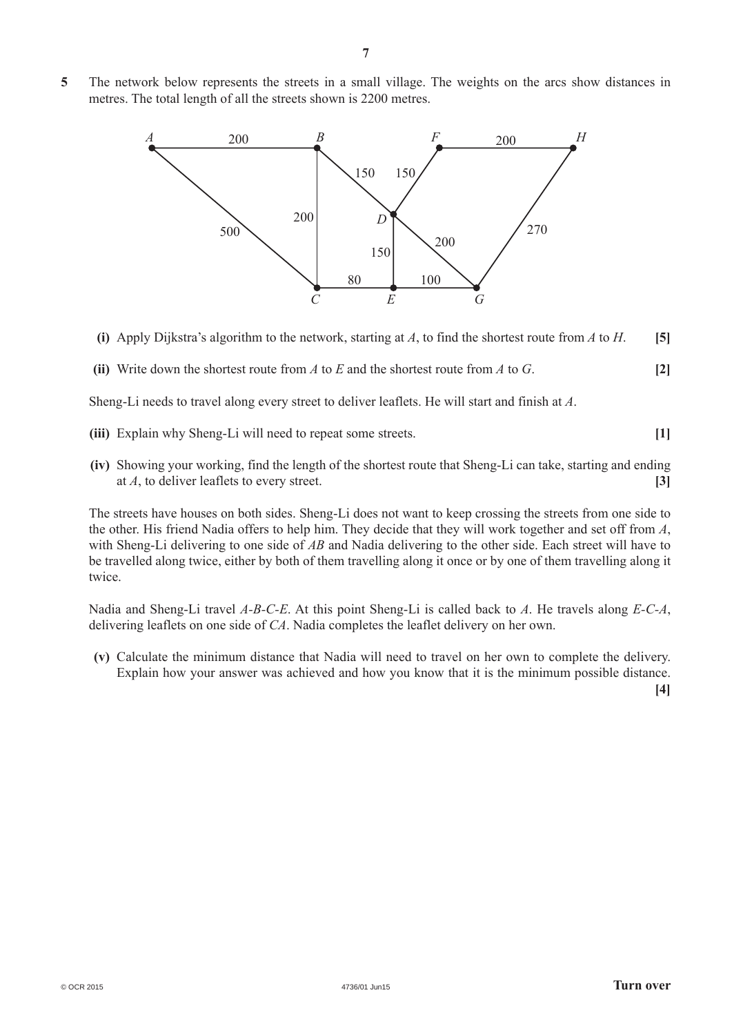**5** The network below represents the streets in a small village. The weights on the arcs show distances in metres. The total length of all the streets shown is 2200 metres.

**(i)** Apply Dijkstra's algorithm to the network, starting at $A$, to find the shortest route from $A$ to $H$. **[5]**

**(ii)** Write down the shortest route from $A$ to $E$ and the shortest route from $A$ to $G$. **[2]**

Sheng-Li needs to travel along every street to deliver leaflets. He will start and finish at $A$.

**(iii)** Explain why Sheng-Li will need to repeat some streets. **[1]**

**(iv)** Showing your working, find the length of the shortest route that Sheng-Li can take, starting and ending at $A$, to deliver leaflets to every street. **[3]**

The streets have houses on both sides. Sheng-Li does not want to keep crossing the streets from one side to the other. His friend Nadia offers to help him. They decide that they will work together and set off from $A$, with Sheng-Li delivering to one side of $AB$ and Nadia delivering to the other side. Each street will have to be travelled along twice, either by both of them travelling along it once or by one of them travelling along it twice.

Nadia and Sheng-Li travel $A$-$B$-$C$-$E$. At this point Sheng-Li is called back to $A$. He travels along $E$-$C$-$A$, delivering leaflets on one side of $CA$. Nadia completes the leaflet delivery on her own.

**(v)** Calculate the minimum distance that Nadia will need to travel on her own to complete the delivery. Explain how your answer was achieved and how you know that it is the minimum possible distance. **[4]**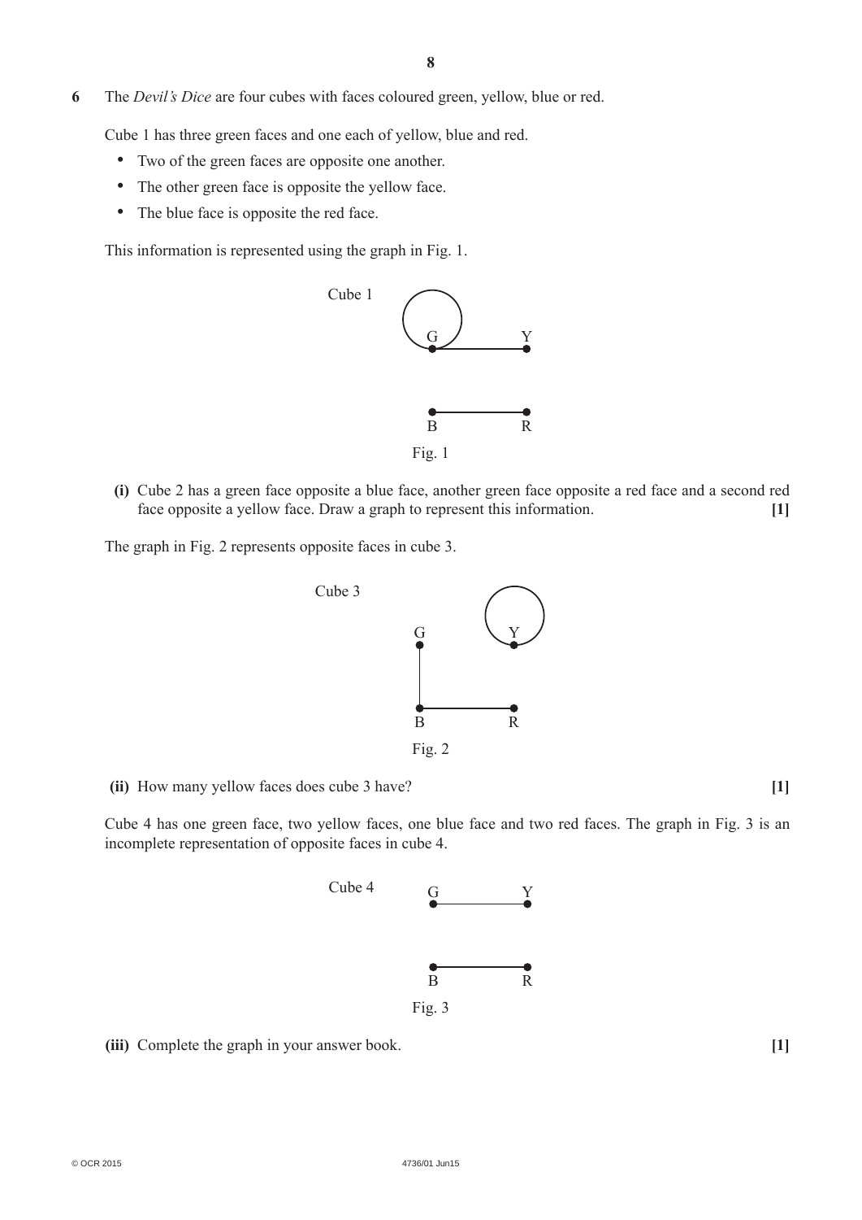**6** The *Devil's Dice* are four cubes with faces coloured green, yellow, blue or red.

Cube 1 has three green faces and one each of yellow, blue and red.

- Two of the green faces are opposite one another.
- The other green face is opposite the yellow face.
- The blue face is opposite the red face.

This information is represented using the graph in Fig. 1.

Cube 1

Fig. 1

**(i)** Cube 2 has a green face opposite a blue face, another green face opposite a red face and a second red face opposite a yellow face. Draw a graph to represent this information. **[1]**

The graph in Fig. 2 represents opposite faces in cube 3.

Cube 3

Fig. 2

**(ii)** How many yellow faces does cube 3 have? **[1]**

Cube 4 has one green face, two yellow faces, one blue face and two red faces. The graph in Fig. 3 is an incomplete representation of opposite faces in cube 4.

Cube 4

Fig. 3

**(iii)** Complete the graph in your answer book. **[1]**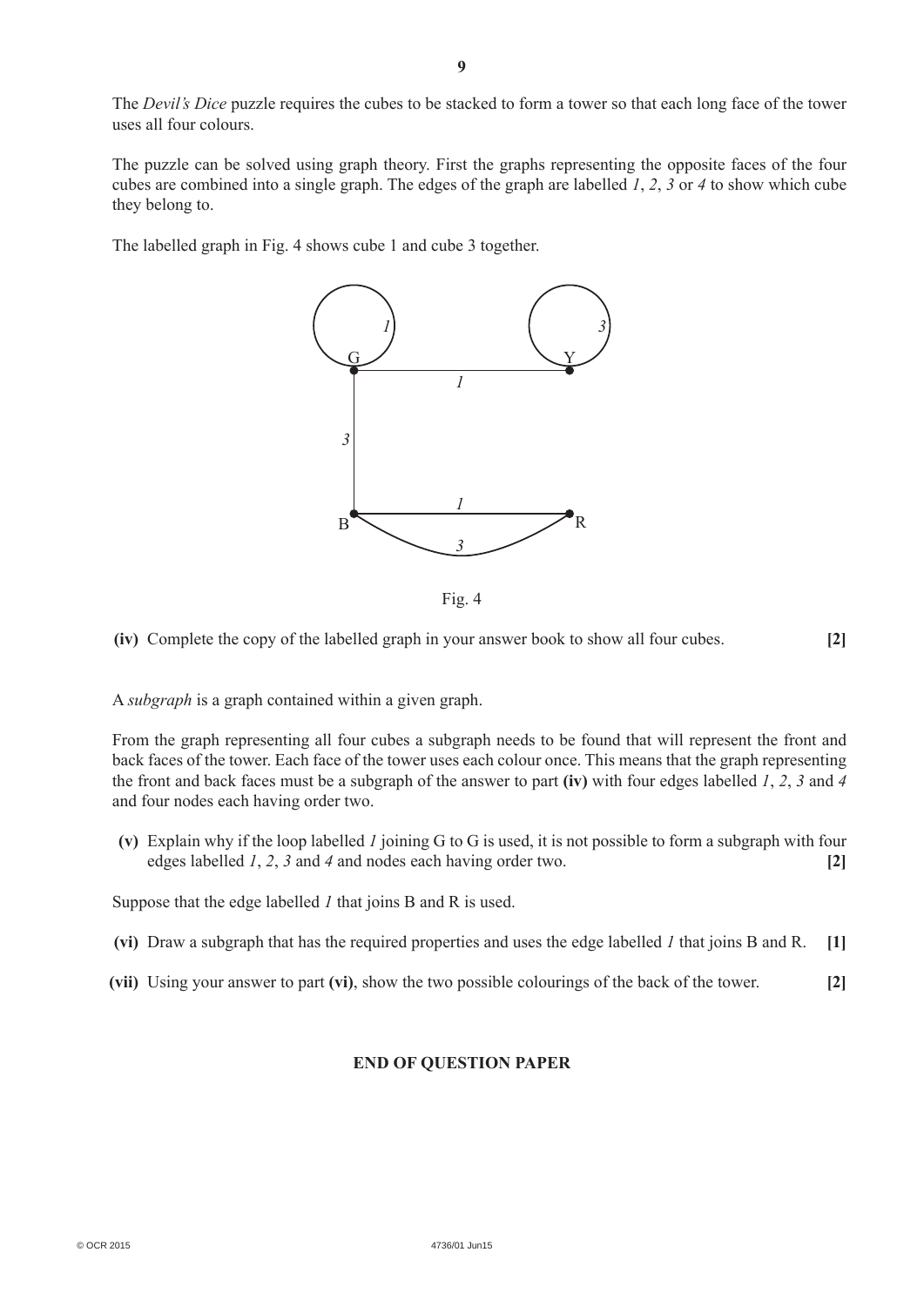The *Devil's Dice* puzzle requires the cubes to be stacked to form a tower so that each long face of the tower uses all four colours.

The puzzle can be solved using graph theory. First the graphs representing the opposite faces of the four cubes are combined into a single graph. The edges of the graph are labelled *1*, *2*, *3* or *4* to show which cube they belong to.

The labelled graph in Fig. 4 shows cube 1 and cube 3 together.

Fig. 4

**(iv)** Complete the copy of the labelled graph in your answer book to show all four cubes. **[2]**

A *subgraph* is a graph contained within a given graph.

From the graph representing all four cubes a subgraph needs to be found that will represent the front and back faces of the tower. Each face of the tower uses each colour once. This means that the graph representing the front and back faces must be a subgraph of the answer to part **(iv)** with four edges labelled *1*, *2*, *3* and *4* and four nodes each having order two.

**(v)** Explain why if the loop labelled *1* joining G to G is used, it is not possible to form a subgraph with four edges labelled *1*, *2*, *3* and *4* and nodes each having order two. **[2]**

Suppose that the edge labelled *1* that joins B and R is used.

**(vi)** Draw a subgraph that has the required properties and uses the edge labelled *1* that joins B and R. **[1]**

**(vii)** Using your answer to part **(vi)**, show the two possible colourings of the back of the tower. **[2]**

**END OF QUESTION PAPER**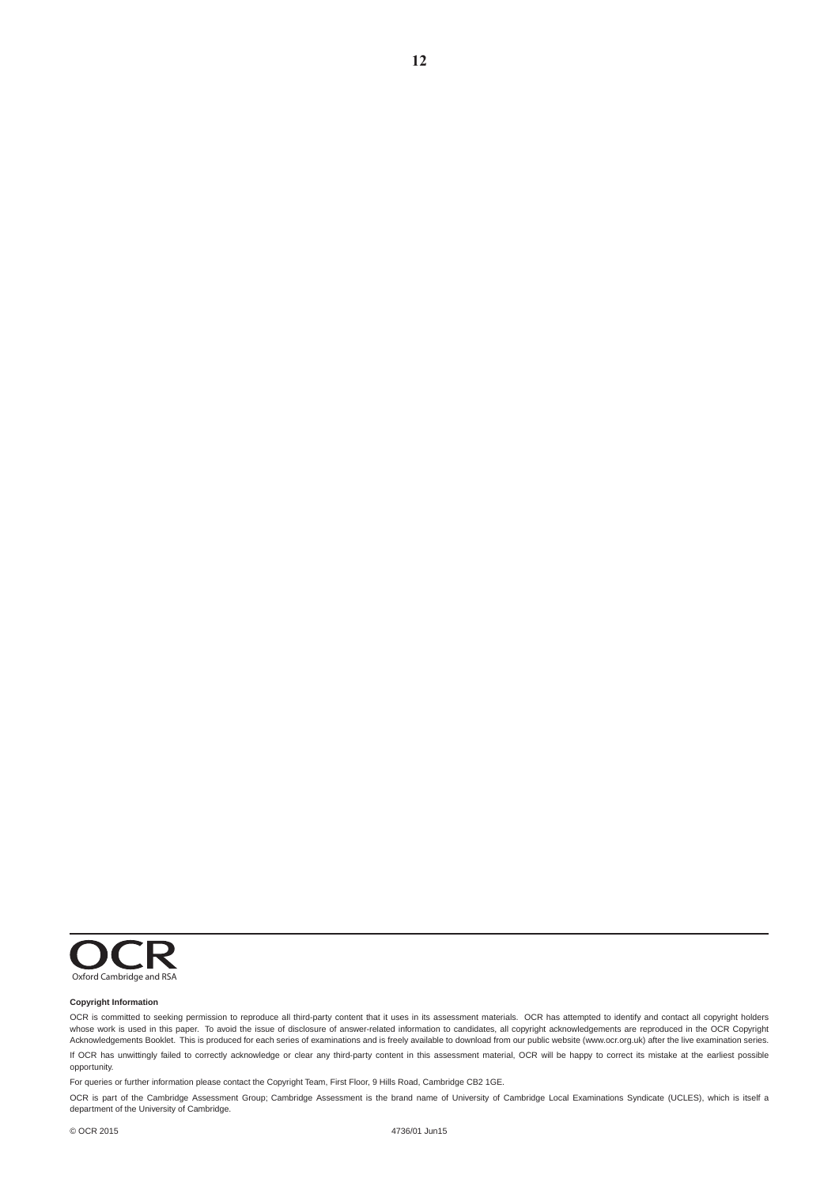OCR

Oxford Cambridge and RSA

**Copyright Information**

OCR is committed to seeking permission to reproduce all third-party content that it uses in its assessment materials. OCR has attempted to identify and contact all copyright holders whose work is used in this paper. To avoid the issue of disclosure of answer-related information to candidates, all copyright acknowledgements are reproduced in the OCR Copyright Acknowledgements Booklet. This is produced for each series of examinations and is freely available to download from our public website (www.ocr.org.uk) after the live examination series.

If OCR has unwittingly failed to correctly acknowledge or clear any third-party content in this assessment material, OCR will be happy to correct its mistake at the earliest possible opportunity.

For queries or further information please contact the Copyright Team, First Floor, 9 Hills Road, Cambridge CB2 1GE.

OCR is part of the Cambridge Assessment Group; Cambridge Assessment is the brand name of University of Cambridge Local Examinations Syndicate (UCLES), which is itself a department of the University of Cambridge.

© OCR 2015 4736/01 Jun15